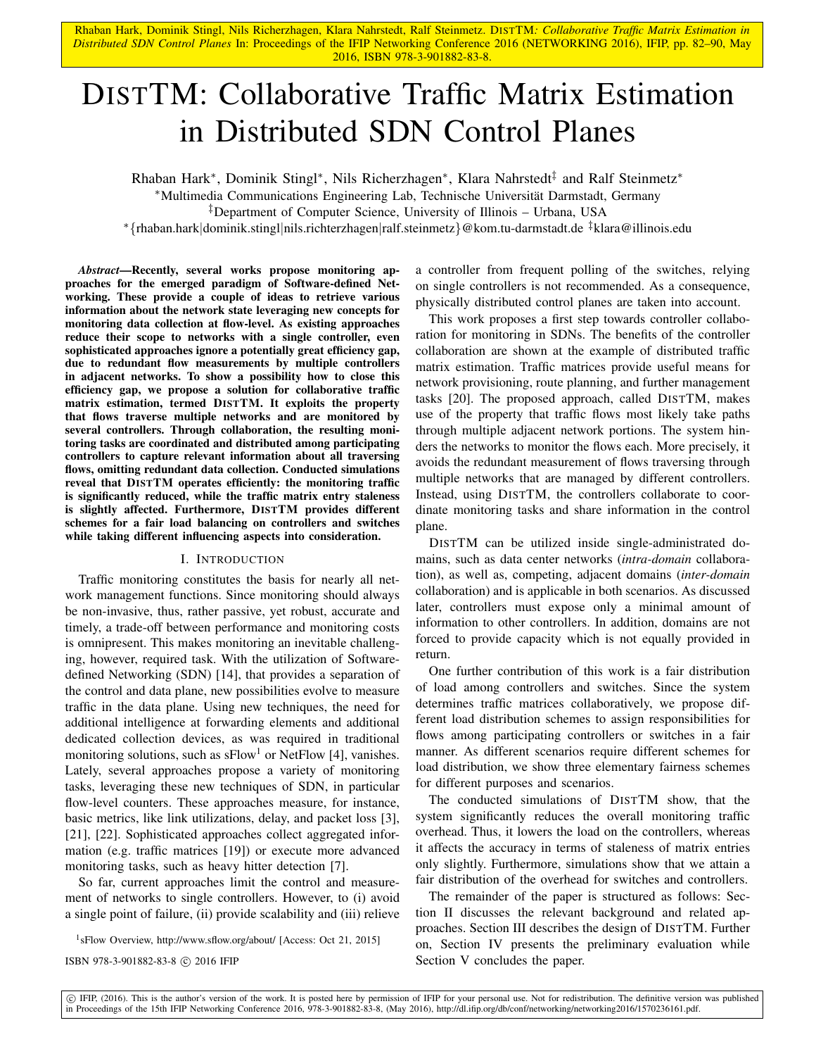Rhaban Hark, Dominik Stingl, Nils Richerzhagen, Klara Nahrstedt, Ralf Steinmetz. DISTTM*: Collaborative Traffic Matrix Estimation in Distributed SDN Control Planes* In: Proceedings of the IFIP Networking Conference 2016 (NETWORKING 2016), IFIP, pp. 82–90, May 2016, ISBN 978-3-901882-83-8.

# DISTTM: Collaborative Traffic Matrix Estimation in Distributed SDN Control Planes

Rhaban Hark*, Dominik Stingl*, Nils Richerzhagen*, Klara Nahrstedt‡ and Ralf Steinmetz*

*Multimedia Communications Engineering Lab, Technische Universität Darmstadt, Germany

‡Department of Computer Science, University of Illinois – Urbana, USA

*{rhaban.hark|dominik.stingl|nils.richterzhagen|ralf.steinmetz}@kom.tu-darmstadt.de ‡klara@illinois.edu

***Abstract*—Recently, several works propose monitoring approaches for the emerged paradigm of Software-defined Networking. These provide a couple of ideas to retrieve various information about the network state leveraging new concepts for monitoring data collection at flow-level. As existing approaches reduce their scope to networks with a single controller, even sophisticated approaches ignore a potentially great efficiency gap, due to redundant flow measurements by multiple controllers in adjacent networks. To show a possibility how to close this efficiency gap, we propose a solution for collaborative traffic matrix estimation, termed DISTTM. It exploits the property that flows traverse multiple networks and are monitored by several controllers. Through collaboration, the resulting monitoring tasks are coordinated and distributed among participating controllers to capture relevant information about all traversing flows, omitting redundant data collection. Conducted simulations reveal that DISTTM operates efficiently: the monitoring traffic is significantly reduced, while the traffic matrix entry staleness is slightly affected. Furthermore, DISTTM provides different schemes for a fair load balancing on controllers and switches while taking different influencing aspects into consideration.**

## I. INTRODUCTION

Traffic monitoring constitutes the basis for nearly all network management functions. Since monitoring should always be non-invasive, thus, rather passive, yet robust, accurate and timely, a trade-off between performance and monitoring costs is omnipresent. This makes monitoring an inevitable challenging, however, required task. With the utilization of Software-defined Networking (SDN) [14], that provides a separation of the control and data plane, new possibilities evolve to measure traffic in the data plane. Using new techniques, the need for additional intelligence at forwarding elements and additional dedicated collection devices, as was required in traditional monitoring solutions, such as sFlow[1] or NetFlow [4], vanishes. Lately, several approaches propose a variety of monitoring tasks, leveraging these new techniques of SDN, in particular flow-level counters. These approaches measure, for instance, basic metrics, like link utilizations, delay, and packet loss [3], [21], [22]. Sophisticated approaches collect aggregated information (e.g. traffic matrices [19]) or execute more advanced monitoring tasks, such as heavy hitter detection [7].

So far, current approaches limit the control and measurement of networks to single controllers. However, to (i) avoid a single point of failure, (ii) provide scalability and (iii) relieve a controller from frequent polling of the switches, relying on single controllers is not recommended. As a consequence, physically distributed control planes are taken into account.

This work proposes a first step towards controller collaboration for monitoring in SDNs. The benefits of the controller collaboration are shown at the example of distributed traffic matrix estimation. Traffic matrices provide useful means for network provisioning, route planning, and further management tasks [20]. The proposed approach, called DISTTM, makes use of the property that traffic flows most likely take paths through multiple adjacent network portions. The system hinders the networks to monitor the flows each. More precisely, it avoids the redundant measurement of flows traversing through multiple networks that are managed by different controllers. Instead, using DISTTM, the controllers collaborate to coordinate monitoring tasks and share information in the control plane.

DISTTM can be utilized inside single-administrated domains, such as data center networks (*intra-domain* collaboration), as well as, competing, adjacent domains (*inter-domain* collaboration) and is applicable in both scenarios. As discussed later, controllers must expose only a minimal amount of information to other controllers. In addition, domains are not forced to provide capacity which is not equally provided in return.

One further contribution of this work is a fair distribution of load among controllers and switches. Since the system determines traffic matrices collaboratively, we propose different load distribution schemes to assign responsibilities for flows among participating controllers or switches in a fair manner. As different scenarios require different schemes for load distribution, we show three elementary fairness schemes for different purposes and scenarios.

The conducted simulations of DISTTM show, that the system significantly reduces the overall monitoring traffic overhead. Thus, it lowers the load on the controllers, whereas it affects the accuracy in terms of staleness of matrix entries only slightly. Furthermore, simulations show that we attain a fair distribution of the overhead for switches and controllers.

The remainder of the paper is structured as follows: Section II discusses the relevant background and related approaches. Section III describes the design of DISTTM. Further on, Section IV presents the preliminary evaluation while Section V concludes the paper.

[1]sFlow Overview, http://www.sflow.org/about/ [Access: Oct 21, 2015]

ISBN 978-3-901882-83-8 © 2016 IFIP

© IFIP, (2016). This is the author's version of the work. It is posted here by permission of IFIP for your personal use. Not for redistribution. The definitive version was published in Proceedings of the 15th IFIP Networking Conference 2016, 978-3-901882-83-8, (May 2016), http://dl.ifip.org/db/conf/networking/networking2016/1570236161.pdf.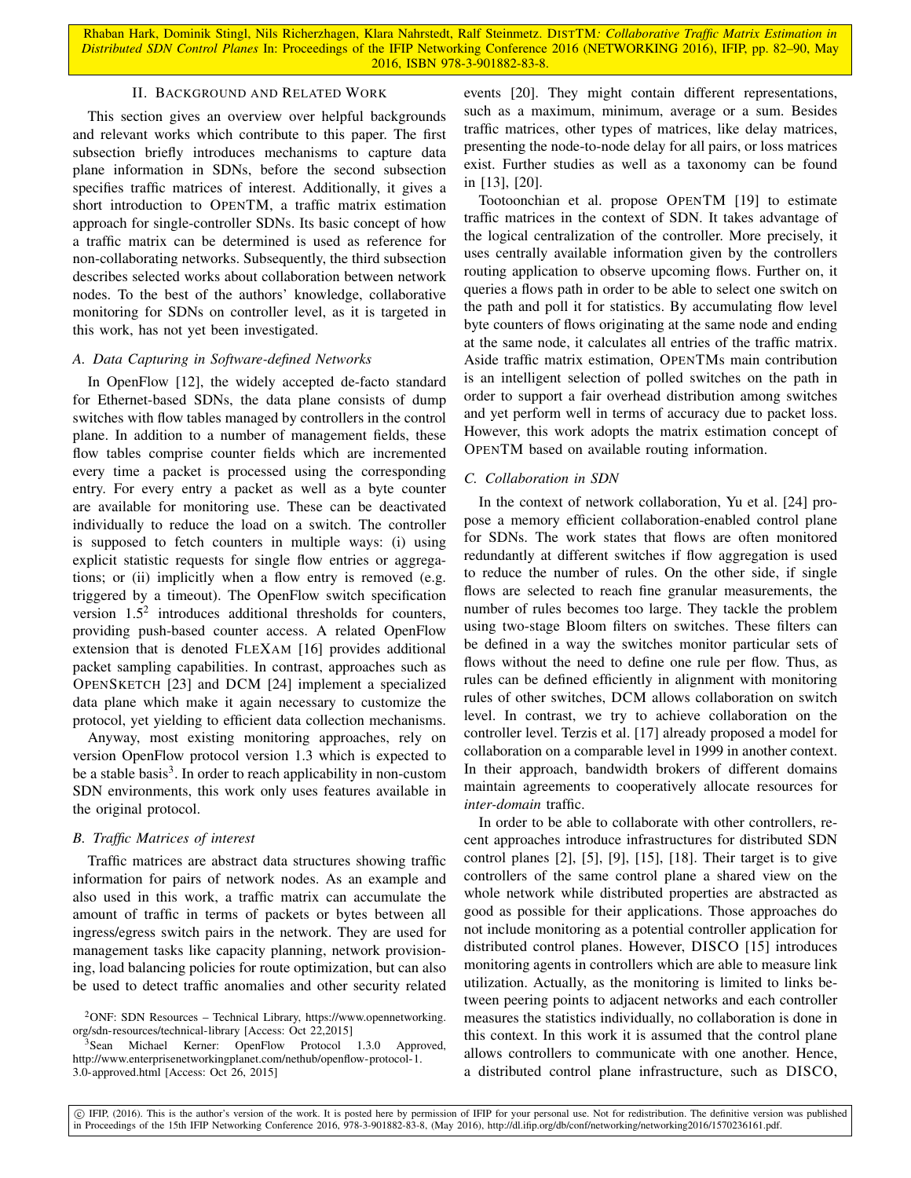## II. Background and Related Work

This section gives an overview over helpful backgrounds and relevant works which contribute to this paper. The first subsection briefly introduces mechanisms to capture data plane information in SDNs, before the second subsection specifies traffic matrices of interest. Additionally, it gives a short introduction to OpenTM, a traffic matrix estimation approach for single-controller SDNs. Its basic concept of how a traffic matrix can be determined is used as reference for non-collaborating networks. Subsequently, the third subsection describes selected works about collaboration between network nodes. To the best of the authors' knowledge, collaborative monitoring for SDNs on controller level, as it is targeted in this work, has not yet been investigated.

### A. Data Capturing in Software-defined Networks

In OpenFlow [12], the widely accepted de-facto standard for Ethernet-based SDNs, the data plane consists of dump switches with flow tables managed by controllers in the control plane. In addition to a number of management fields, these flow tables comprise counter fields which are incremented every time a packet is processed using the corresponding entry. For every entry a packet as well as a byte counter are available for monitoring use. These can be deactivated individually to reduce the load on a switch. The controller is supposed to fetch counters in multiple ways: (i) using explicit statistic requests for single flow entries or aggregations; or (ii) implicitly when a flow entry is removed (e.g. triggered by a timeout). The OpenFlow switch specification version 1.5[2] introduces additional thresholds for counters, providing push-based counter access. A related OpenFlow extension that is denoted FleXam [16] provides additional packet sampling capabilities. In contrast, approaches such as OpenSketch [23] and DCM [24] implement a specialized data plane which make it again necessary to customize the protocol, yet yielding to efficient data collection mechanisms.

Anyway, most existing monitoring approaches, rely on version OpenFlow protocol version 1.3 which is expected to be a stable basis[3]. In order to reach applicability in non-custom SDN environments, this work only uses features available in the original protocol.

### B. Traffic Matrices of interest

Traffic matrices are abstract data structures showing traffic information for pairs of network nodes. As an example and also used in this work, a traffic matrix can accumulate the amount of traffic in terms of packets or bytes between all ingress/egress switch pairs in the network. They are used for management tasks like capacity planning, network provisioning, load balancing policies for route optimization, but can also be used to detect traffic anomalies and other security related events [20]. They might contain different representations, such as a maximum, minimum, average or a sum. Besides traffic matrices, other types of matrices, like delay matrices, presenting the node-to-node delay for all pairs, or loss matrices exist. Further studies as well as a taxonomy can be found in [13], [20].

Tootoonchian et al. propose OpenTM [19] to estimate traffic matrices in the context of SDN. It takes advantage of the logical centralization of the controller. More precisely, it uses centrally available information given by the controllers routing application to observe upcoming flows. Further on, it queries a flows path in order to be able to select one switch on the path and poll it for statistics. By accumulating flow level byte counters of flows originating at the same node and ending at the same node, it calculates all entries of the traffic matrix. Aside traffic matrix estimation, OpenTMs main contribution is an intelligent selection of polled switches on the path in order to support a fair overhead distribution among switches and yet perform well in terms of accuracy due to packet loss. However, this work adopts the matrix estimation concept of OpenTM based on available routing information.

### C. Collaboration in SDN

In the context of network collaboration, Yu et al. [24] propose a memory efficient collaboration-enabled control plane for SDNs. The work states that flows are often monitored redundantly at different switches if flow aggregation is used to reduce the number of rules. On the other side, if single flows are selected to reach fine granular measurements, the number of rules becomes too large. They tackle the problem using two-stage Bloom filters on switches. These filters can be defined in a way the switches monitor particular sets of flows without the need to define one rule per flow. Thus, as rules can be defined efficiently in alignment with monitoring rules of other switches, DCM allows collaboration on switch level. In contrast, we try to achieve collaboration on the controller level. Terzis et al. [17] already proposed a model for collaboration on a comparable level in 1999 in another context. In their approach, bandwidth brokers of different domains maintain agreements to cooperatively allocate resources for *inter-domain* traffic.

In order to be able to collaborate with other controllers, recent approaches introduce infrastructures for distributed SDN control planes [2], [5], [9], [15], [18]. Their target is to give controllers of the same control plane a shared view on the whole network while distributed properties are abstracted as good as possible for their applications. Those approaches do not include monitoring as a potential controller application for distributed control planes. However, DISCO [15] introduces monitoring agents in controllers which are able to measure link utilization. Actually, as the monitoring is limited to links between peering points to adjacent networks and each controller measures the statistics individually, no collaboration is done in this context. In this work it is assumed that the control plane allows controllers to communicate with one another. Hence, a distributed control plane infrastructure, such as DISCO,

---

[2] ONF: SDN Resources – Technical Library, https://www.opennetworking.org/sdn-resources/technical-library [Access: Oct 22,2015]

[3] Sean Michael Kerner: OpenFlow Protocol 1.3.0 Approved, http://www.enterprisenetworkingplanet.com/nethub/openflow-protocol-1.3.0-approved.html [Access: Oct 26, 2015]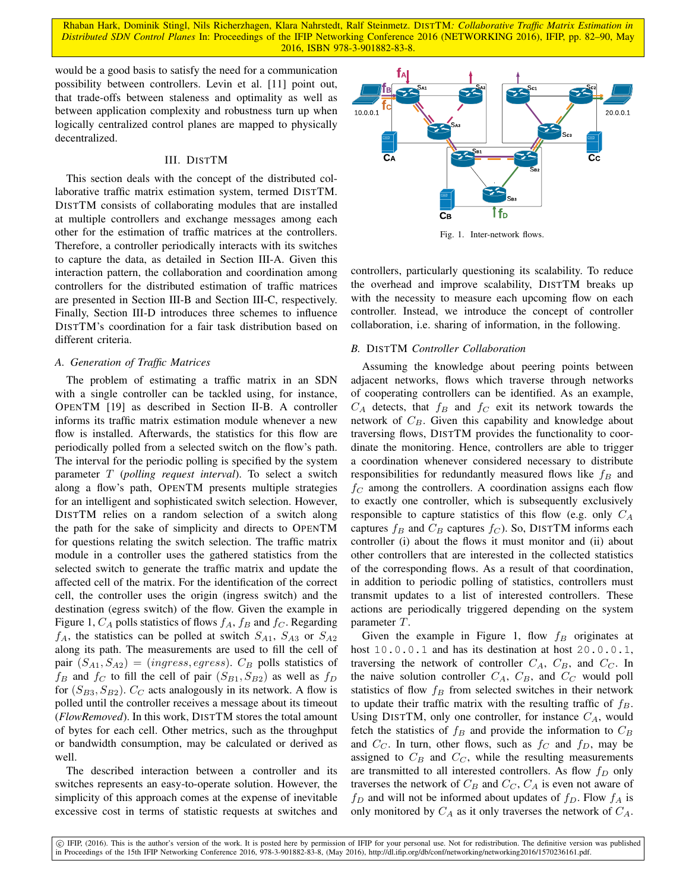would be a good basis to satisfy the need for a communication possibility between controllers. Levin et al. [11] point out, that trade-offs between staleness and optimality as well as between application complexity and robustness turn up when logically centralized control planes are mapped to physically decentralized.

## III. DISTTM

This section deals with the concept of the distributed collaborative traffic matrix estimation system, termed DISTTM. DISTTM consists of collaborating modules that are installed at multiple controllers and exchange messages among each other for the estimation of traffic matrices at the controllers. Therefore, a controller periodically interacts with its switches to capture the data, as detailed in Section III-A. Given this interaction pattern, the collaboration and coordination among controllers for the distributed estimation of traffic matrices are presented in Section III-B and Section III-C, respectively. Finally, Section III-D introduces three schemes to influence DISTTM's coordination for a fair task distribution based on different criteria.

### A. Generation of Traffic Matrices

The problem of estimating a traffic matrix in an SDN with a single controller can be tackled using, for instance, OPENTM [19] as described in Section II-B. A controller informs its traffic matrix estimation module whenever a new flow is installed. Afterwards, the statistics for this flow are periodically polled from a selected switch on the flow's path. The interval for the periodic polling is specified by the system parameter $T$ (*polling request interval*). To select a switch along a flow's path, OPENTM presents multiple strategies for an intelligent and sophisticated switch selection. However, DISTTM relies on a random selection of a switch along the path for the sake of simplicity and directs to OPENTM for questions relating the switch selection. The traffic matrix module in a controller uses the gathered statistics from the selected switch to generate the traffic matrix and update the affected cell of the matrix. For the identification of the correct cell, the controller uses the origin (ingress switch) and the destination (egress switch) of the flow. Given the example in Figure 1, $C_A$ polls statistics of flows $f_A$, $f_B$ and $f_C$. Regarding $f_A$, the statistics can be polled at switch $S_{A1}$, $S_{A3}$ or $S_{A2}$ along its path. The measurements are used to fill the cell of pair $(S_{A1}, S_{A2}) = (ingress, egress)$. $C_B$ polls statistics of $f_B$ and $f_C$ to fill the cell of pair $(S_{B1}, S_{B2})$ as well as $f_D$ for $(S_{B3}, S_{B2})$. $C_C$ acts analogously in its network. A flow is polled until the controller receives a message about its timeout (*FlowRemoved*). In this work, DISTTM stores the total amount of bytes for each cell. Other metrics, such as the throughput or bandwidth consumption, may be calculated or derived as well.

The described interaction between a controller and its switches represents an easy-to-operate solution. However, the simplicity of this approach comes at the expense of inevitable excessive cost in terms of statistic requests at switches and controllers, particularly questioning its scalability. To reduce the overhead and improve scalability, DISTTM breaks up with the necessity to measure each upcoming flow on each controller. Instead, we introduce the concept of controller collaboration, i.e. sharing of information, in the following.

Fig. 1. Inter-network flows.

### B. DISTTM Controller Collaboration

Assuming the knowledge about peering points between adjacent networks, flows which traverse through networks of cooperating controllers can be identified. As an example, $C_A$ detects, that $f_B$ and $f_C$ exit its network towards the network of $C_B$. Given this capability and knowledge about traversing flows, DISTTM provides the functionality to coordinate the monitoring. Hence, controllers are able to trigger a coordination whenever considered necessary to distribute responsibilities for redundantly measured flows like $f_B$ and $f_C$ among the controllers. A coordination assigns each flow to exactly one controller, which is subsequently exclusively responsible to capture statistics of this flow (e.g. only $C_A$ captures $f_B$ and $C_B$ captures $f_C$). So, DISTTM informs each controller (i) about the flows it must monitor and (ii) about other controllers that are interested in the collected statistics of the corresponding flows. As a result of that coordination, in addition to periodic polling of statistics, controllers must transmit updates to a list of interested controllers. These actions are periodically triggered depending on the system parameter $T$.

Given the example in Figure 1, flow $f_B$ originates at host `10.0.0.1` and has its destination at host `20.0.0.1`, traversing the network of controller $C_A$, $C_B$, and $C_C$. In the naive solution controller $C_A$, $C_B$, and $C_C$ would poll statistics of flow $f_B$ from selected switches in their network to update their traffic matrix with the resulting traffic of $f_B$. Using DISTTM, only one controller, for instance $C_A$, would fetch the statistics of $f_B$ and provide the information to $C_B$ and $C_C$. In turn, other flows, such as $f_C$ and $f_D$, may be assigned to $C_B$ and $C_C$, while the resulting measurements are transmitted to all interested controllers. As flow $f_D$ only traverses the network of $C_B$ and $C_C$, $C_A$ is even not aware of $f_D$ and will not be informed about updates of $f_D$. Flow $f_A$ is only monitored by $C_A$ as it only traverses the network of $C_A$.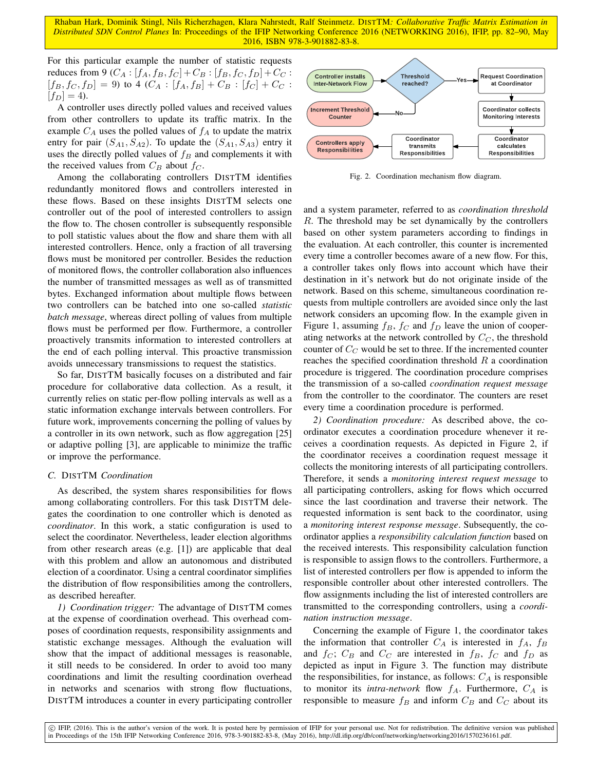For this particular example the number of statistic requests reduces from 9 ($C_A : [f_A, f_B, f_C] + C_B : [f_B, f_C, f_D] + C_C : [f_B, f_C, f_D] = 9$) to 4 ($C_A : [f_A, f_B] + C_B : [f_C] + C_C : [f_D] = 4$).

A controller uses directly polled values and received values from other controllers to update its traffic matrix. In the example $C_A$ uses the polled values of $f_A$ to update the matrix entry for pair $(S_{A1}, S_{A2})$. To update the $(S_{A1}, S_{A3})$ entry it uses the directly polled values of $f_B$ and complements it with the received values from $C_B$ about $f_C$.

Among the collaborating controllers DISTTM identifies redundantly monitored flows and controllers interested in these flows. Based on these insights DISTTM selects one controller out of the pool of interested controllers to assign the flow to. The chosen controller is subsequently responsible to poll statistic values about the flow and share them with all interested controllers. Hence, only a fraction of all traversing flows must be monitored per controller. Besides the reduction of monitored flows, the controller collaboration also influences the number of transmitted messages as well as of transmitted bytes. Exchanged information about multiple flows between two controllers can be batched into one so-called *statistic batch message*, whereas direct polling of values from multiple flows must be performed per flow. Furthermore, a controller proactively transmits information to interested controllers at the end of each polling interval. This proactive transmission avoids unnecessary transmissions to request the statistics.

So far, DISTTM basically focuses on a distributed and fair procedure for collaborative data collection. As a result, it currently relies on static per-flow polling intervals as well as a static information exchange intervals between controllers. For future work, improvements concerning the polling of values by a controller in its own network, such as flow aggregation [25] or adaptive polling [3], are applicable to minimize the traffic or improve the performance.

### C. DISTTM *Coordination*

As described, the system shares responsibilities for flows among collaborating controllers. For this task DISTTM delegates the coordination to one controller which is denoted as *coordinator*. In this work, a static configuration is used to select the coordinator. Nevertheless, leader election algorithms from other research areas (e.g. [1]) are applicable that deal with this problem and allow an autonomous and distributed election of a coordinator. Using a central coordinator simplifies the distribution of flow responsibilities among the controllers, as described hereafter.

*1) Coordination trigger:* The advantage of DISTTM comes at the expense of coordination overhead. This overhead composes of coordination requests, responsibility assignments and statistic exchange messages. Although the evaluation will show that the impact of additional messages is reasonable, it still needs to be considered. In order to avoid too many coordinations and limit the resulting coordination overhead in networks and scenarios with strong flow fluctuations, DISTTM introduces a counter in every participating controller and a system parameter, referred to as *coordination threshold* $R$. The threshold may be set dynamically by the controllers based on other system parameters according to findings in the evaluation. At each controller, this counter is incremented every time a controller becomes aware of a new flow. For this, a controller takes only flows into account which have their destination in it's network but do not originate inside of the network. Based on this scheme, simultaneous coordination requests from multiple controllers are avoided since only the last network considers an upcoming flow. In the example given in Figure 1, assuming $f_B$, $f_C$ and $f_D$ leave the union of cooperating networks at the network controlled by $C_C$, the threshold counter of $C_C$ would be set to three. If the incremented counter reaches the specified coordination threshold $R$ a coordination procedure is triggered. The coordination procedure comprises the transmission of a so-called *coordination request message* from the controller to the coordinator. The counters are reset every time a coordination procedure is performed.

Fig. 2. Coordination mechanism flow diagram.

*2) Coordination procedure:* As described above, the coordinator executes a coordination procedure whenever it receives a coordination requests. As depicted in Figure 2, if the coordinator receives a coordination request message it collects the monitoring interests of all participating controllers. Therefore, it sends a *monitoring interest request message* to all participating controllers, asking for flows which occurred since the last coordination and traverse their network. The requested information is sent back to the coordinator, using a *monitoring interest response message*. Subsequently, the coordinator applies a *responsibility calculation function* based on the received interests. This responsibility calculation function is responsible to assign flows to the controllers. Furthermore, a list of interested controllers per flow is appended to inform the responsible controller about other interested controllers. The flow assignments including the list of interested controllers are transmitted to the corresponding controllers, using a *coordination instruction message*.

Concerning the example of Figure 1, the coordinator takes the information that controller $C_A$ is interested in $f_A$, $f_B$ and $f_C$; $C_B$ and $C_C$ are interested in $f_B$, $f_C$ and $f_D$ as depicted as input in Figure 3. The function may distribute the responsibilities, for instance, as follows: $C_A$ is responsible to monitor its *intra-network* flow $f_A$. Furthermore, $C_A$ is responsible to measure $f_B$ and inform $C_B$ and $C_C$ about its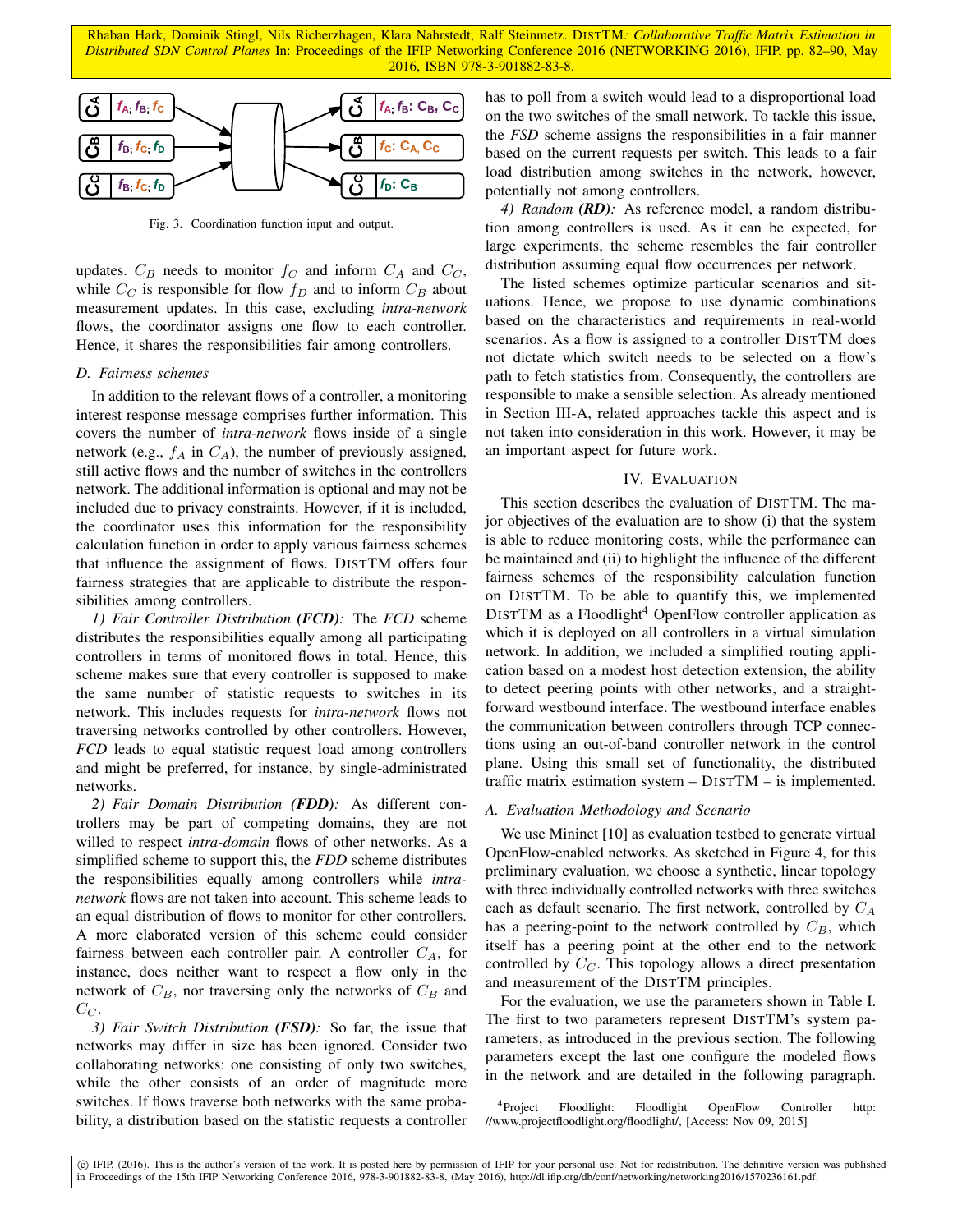Fig. 3. Coordination function input and output.

updates. $C_B$ needs to monitor $f_C$ and inform $C_A$ and $C_C$, while $C_C$ is responsible for flow $f_D$ and to inform $C_B$ about measurement updates. In this case, excluding *intra-network* flows, the coordinator assigns one flow to each controller. Hence, it shares the responsibilities fair among controllers.

### D. Fairness schemes

In addition to the relevant flows of a controller, a monitoring interest response message comprises further information. This covers the number of *intra-network* flows inside of a single network (e.g., $f_A$ in $C_A$), the number of previously assigned, still active flows and the number of switches in the controllers network. The additional information is optional and may not be included due to privacy constraints. However, if it is included, the coordinator uses this information for the responsibility calculation function in order to apply various fairness schemes that influence the assignment of flows. DISTTM offers four fairness strategies that are applicable to distribute the responsibilities among controllers.

*1) Fair Controller Distribution **(FCD)**:* The *FCD* scheme distributes the responsibilities equally among all participating controllers in terms of monitored flows in total. Hence, this scheme makes sure that every controller is supposed to make the same number of statistic requests to switches in its network. This includes requests for *intra-network* flows not traversing networks controlled by other controllers. However, *FCD* leads to equal statistic request load among controllers and might be preferred, for instance, by single-administrated networks.

*2) Fair Domain Distribution **(FDD)**:* As different controllers may be part of competing domains, they are not willed to respect *intra-domain* flows of other networks. As a simplified scheme to support this, the *FDD* scheme distributes the responsibilities equally among controllers while *intra-network* flows are not taken into account. This scheme leads to an equal distribution of flows to monitor for other controllers. A more elaborated version of this scheme could consider fairness between each controller pair. A controller $C_A$, for instance, does neither want to respect a flow only in the network of $C_B$, nor traversing only the networks of $C_B$ and $C_C$.

*3) Fair Switch Distribution **(FSD)**:* So far, the issue that networks may differ in size has been ignored. Consider two collaborating networks: one consisting of only two switches, while the other consists of an order of magnitude more switches. If flows traverse both networks with the same probability, a distribution based on the statistic requests a controller has to poll from a switch would lead to a disproportional load on the two switches of the small network. To tackle this issue, the *FSD* scheme assigns the responsibilities in a fair manner based on the current requests per switch. This leads to a fair load distribution among switches in the network, however, potentially not among controllers.

*4) Random **(RD)**:* As reference model, a random distribution among controllers is used. As it can be expected, for large experiments, the scheme resembles the fair controller distribution assuming equal flow occurrences per network.

The listed schemes optimize particular scenarios and situations. Hence, we propose to use dynamic combinations based on the characteristics and requirements in real-world scenarios. As a flow is assigned to a controller DISTTM does not dictate which switch needs to be selected on a flow's path to fetch statistics from. Consequently, the controllers are responsible to make a sensible selection. As already mentioned in Section III-A, related approaches tackle this aspect and is not taken into consideration in this work. However, it may be an important aspect for future work.

## IV. EVALUATION

This section describes the evaluation of DISTTM. The major objectives of the evaluation are to show (i) that the system is able to reduce monitoring costs, while the performance can be maintained and (ii) to highlight the influence of the different fairness schemes of the responsibility calculation function on DISTTM. To be able to quantify this, we implemented DISTTM as a Floodlight[4] OpenFlow controller application as which it is deployed on all controllers in a virtual simulation network. In addition, we included a simplified routing application based on a modest host detection extension, the ability to detect peering points with other networks, and a straightforward westbound interface. The westbound interface enables the communication between controllers through TCP connections using an out-of-band controller network in the control plane. Using this small set of functionality, the distributed traffic matrix estimation system – DISTTM – is implemented.

### A. Evaluation Methodology and Scenario

We use Mininet [10] as evaluation testbed to generate virtual OpenFlow-enabled networks. As sketched in Figure 4, for this preliminary evaluation, we choose a synthetic, linear topology with three individually controlled networks with three switches each as default scenario. The first network, controlled by $C_A$ has a peering-point to the network controlled by $C_B$, which itself has a peering point at the other end to the network controlled by $C_C$. This topology allows a direct presentation and measurement of the DISTTM principles.

For the evaluation, we use the parameters shown in Table I. The first to two parameters represent DISTTM's system parameters, as introduced in the previous section. The following parameters except the last one configure the modeled flows in the network and are detailed in the following paragraph.

[4]Project Floodlight: Floodlight OpenFlow Controller http://www.projectfloodlight.org/floodlight/, [Access: Nov 09, 2015]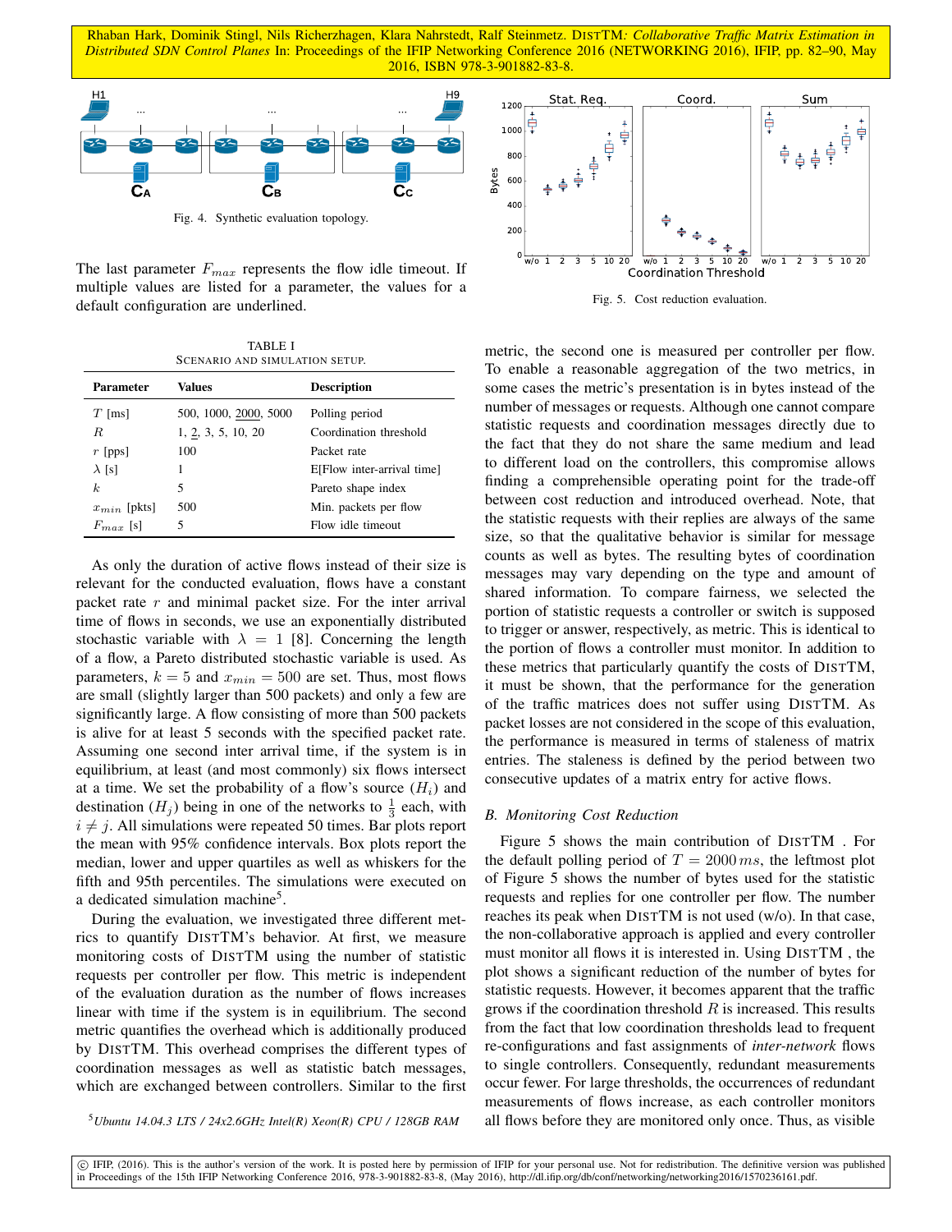Fig. 4. Synthetic evaluation topology.

The last parameter $F_{max}$ represents the flow idle timeout. If multiple values are listed for a parameter, the values for a default configuration are underlined.

TABLE I
SCENARIO AND SIMULATION SETUP.

| Parameter | Values | Description |
|---|---|---|
| $T$ [ms] | 500, 1000, <u>2000</u>, 5000 | Polling period |
| $R$ | 1, <u>2</u>, 3, 5, 10, 20 | Coordination threshold |
| $r$ [pps] | 100 | Packet rate |
| $\lambda$ [s] | 1 | E[Flow inter-arrival time] |
| $k$ | 5 | Pareto shape index |
| $x_{min}$ [pkts] | 500 | Min. packets per flow |
| $F_{max}$ [s] | 5 | Flow idle timeout |

As only the duration of active flows instead of their size is relevant for the conducted evaluation, flows have a constant packet rate $r$ and minimal packet size. For the inter arrival time of flows in seconds, we use an exponentially distributed stochastic variable with $\lambda = 1$ [8]. Concerning the length of a flow, a Pareto distributed stochastic variable is used. As parameters, $k = 5$ and $x_{min} = 500$ are set. Thus, most flows are small (slightly larger than 500 packets) and only a few are significantly large. A flow consisting of more than 500 packets is alive for at least 5 seconds with the specified packet rate. Assuming one second inter arrival time, if the system is in equilibrium, at least (and most commonly) six flows intersect at a time. We set the probability of a flow's source ($H_i$) and destination ($H_j$) being in one of the networks to $\frac{1}{3}$ each, with $i \neq j$. All simulations were repeated 50 times. Bar plots report the mean with 95% confidence intervals. Box plots report the median, lower and upper quartiles as well as whiskers for the fifth and 95th percentiles. The simulations were executed on a dedicated simulation machine[5].

During the evaluation, we investigated three different metrics to quantify DISTTM's behavior. At first, we measure monitoring costs of DISTTM using the number of statistic requests per controller per flow. This metric is independent of the evaluation duration as the number of flows increases linear with time if the system is in equilibrium. The second metric quantifies the overhead which is additionally produced by DISTTM. This overhead comprises the different types of coordination messages as well as statistic batch messages, which are exchanged between controllers. Similar to the first metric, the second one is measured per controller per flow. To enable a reasonable aggregation of the two metrics, in some cases the metric's presentation is in bytes instead of the number of messages or requests. Although one cannot compare statistic requests and coordination messages directly due to the fact that they do not share the same medium and lead to different load on the controllers, this compromise allows finding a comprehensible operating point for the trade-off between cost reduction and introduced overhead. Note, that the statistic requests with their replies are always of the same size, so that the qualitative behavior is similar for message counts as well as bytes. The resulting bytes of coordination messages may vary depending on the type and amount of shared information. To compare fairness, we selected the portion of statistic requests a controller or switch is supposed to trigger or answer, respectively, as metric. This is identical to the portion of flows a controller must monitor. In addition to these metrics that particularly quantify the costs of DISTTM, it must be shown, that the performance for the generation of the traffic matrices does not suffer using DISTTM. As packet losses are not considered in the scope of this evaluation, the performance is measured in terms of staleness of matrix entries. The staleness is defined by the period between two consecutive updates of a matrix entry for active flows.

[5] *Ubuntu 14.04.3 LTS / 24x2.6GHz Intel(R) Xeon(R) CPU / 128GB RAM*

Fig. 5. Cost reduction evaluation.

### *B. Monitoring Cost Reduction*

Figure 5 shows the main contribution of DISTTM . For the default polling period of $T = 2000\,ms$, the leftmost plot of Figure 5 shows the number of bytes used for the statistic requests and replies for one controller per flow. The number reaches its peak when DISTTM is not used (w/o). In that case, the non-collaborative approach is applied and every controller must monitor all flows it is interested in. Using DISTTM , the plot shows a significant reduction of the number of bytes for statistic requests. However, it becomes apparent that the traffic grows if the coordination threshold $R$ is increased. This results from the fact that low coordination thresholds lead to frequent re-configurations and fast assignments of *inter-network* flows to single controllers. Consequently, redundant measurements occur fewer. For large thresholds, the occurrences of redundant measurements of flows increase, as each controller monitors all flows before they are monitored only once. Thus, as visible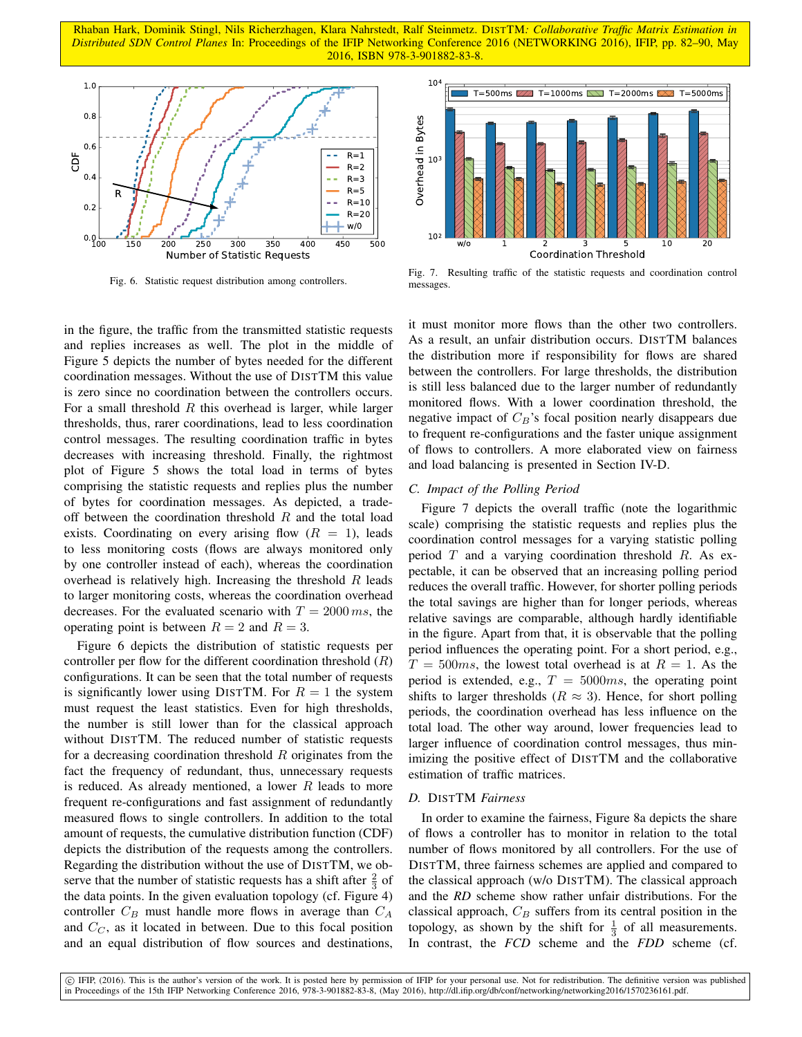Fig. 6. Statistic request distribution among controllers.

Fig. 7. Resulting traffic of the statistic requests and coordination control messages.

in the figure, the traffic from the transmitted statistic requests and replies increases as well. The plot in the middle of Figure 5 depicts the number of bytes needed for the different coordination messages. Without the use of DISTTM this value is zero since no coordination between the controllers occurs. For a small threshold $R$ this overhead is larger, while larger thresholds, thus, rarer coordinations, lead to less coordination control messages. The resulting coordination traffic in bytes decreases with increasing threshold. Finally, the rightmost plot of Figure 5 shows the total load in terms of bytes comprising the statistic requests and replies plus the number of bytes for coordination messages. As depicted, a trade-off between the coordination threshold $R$ and the total load exists. Coordinating on every arising flow ($R = 1$), leads to less monitoring costs (flows are always monitored only by one controller instead of each), whereas the coordination overhead is relatively high. Increasing the threshold $R$ leads to larger monitoring costs, whereas the coordination overhead decreases. For the evaluated scenario with $T = 2000\,ms$, the operating point is between $R = 2$ and $R = 3$.

Figure 6 depicts the distribution of statistic requests per controller per flow for the different coordination threshold ($R$) configurations. It can be seen that the total number of requests is significantly lower using DISTTM. For $R = 1$ the system must request the least statistics. Even for high thresholds, the number is still lower than for the classical approach without DISTTM. The reduced number of statistic requests for a decreasing coordination threshold $R$ originates from the fact the frequency of redundant, thus, unnecessary requests is reduced. As already mentioned, a lower $R$ leads to more frequent re-configurations and fast assignment of redundantly measured flows to single controllers. In addition to the total amount of requests, the cumulative distribution function (CDF) depicts the distribution of the requests among the controllers. Regarding the distribution without the use of DISTTM, we observe that the number of statistic requests has a shift after $\frac{2}{3}$ of the data points. In the given evaluation topology (cf. Figure 4) controller $C_B$ must handle more flows in average than $C_A$ and $C_C$, as it located in between. Due to this focal position and an equal distribution of flow sources and destinations, it must monitor more flows than the other two controllers. As a result, an unfair distribution occurs. DISTTM balances the distribution more if responsibility for flows are shared between the controllers. For large thresholds, the distribution is still less balanced due to the larger number of redundantly monitored flows. With a lower coordination threshold, the negative impact of $C_B$'s focal position nearly disappears due to frequent re-configurations and the faster unique assignment of flows to controllers. A more elaborated view on fairness and load balancing is presented in Section IV-D.

### C. Impact of the Polling Period

Figure 7 depicts the overall traffic (note the logarithmic scale) comprising the statistic requests and replies plus the coordination control messages for a varying statistic polling period $T$ and a varying coordination threshold $R$. As expectable, it can be observed that an increasing polling period reduces the overall traffic. However, for shorter polling periods the total savings are higher than for longer periods, whereas relative savings are comparable, although hardly identifiable in the figure. Apart from that, it is observable that the polling period influences the operating point. For a short period, e.g., $T = 500ms$, the lowest total overhead is at $R = 1$. As the period is extended, e.g., $T = 5000ms$, the operating point shifts to larger thresholds ($R \approx 3$). Hence, for short polling periods, the coordination overhead has less influence on the total load. The other way around, lower frequencies lead to larger influence of coordination control messages, thus minimizing the positive effect of DISTTM and the collaborative estimation of traffic matrices.

### D. DISTTM Fairness

In order to examine the fairness, Figure 8a depicts the share of flows a controller has to monitor in relation to the total number of flows monitored by all controllers. For the use of DISTTM, three fairness schemes are applied and compared to the classical approach (w/o DISTTM). The classical approach and the *RD* scheme show rather unfair distributions. For the classical approach, $C_B$ suffers from its central position in the topology, as shown by the shift for $\frac{1}{3}$ of all measurements. In contrast, the *FCD* scheme and the *FDD* scheme (cf.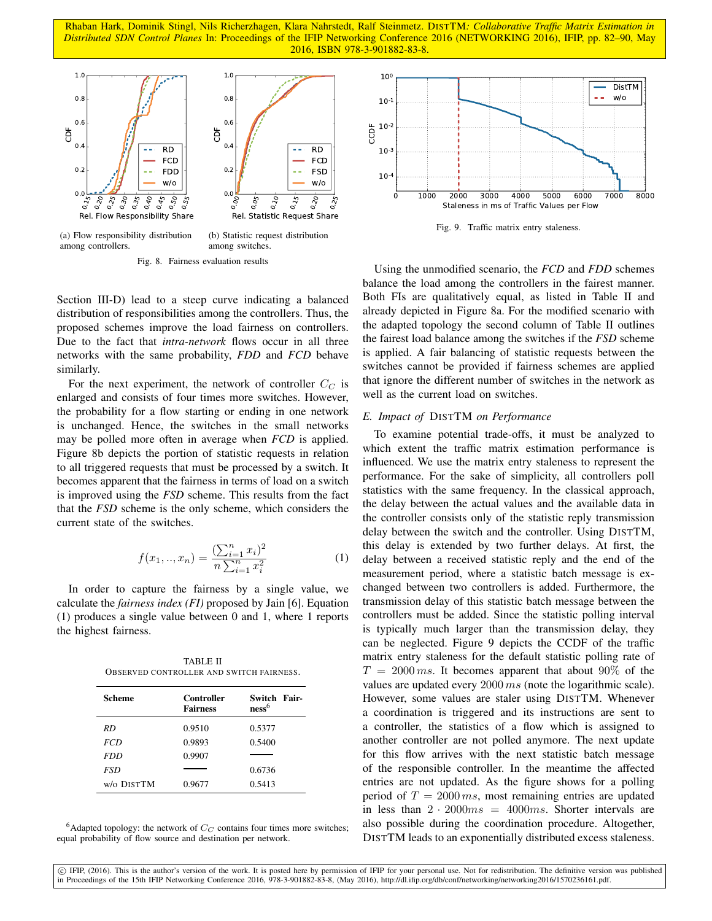(a) Flow responsibility distribution among controllers.

(b) Statistic request distribution among switches.

Fig. 8. Fairness evaluation results

Fig. 9. Traffic matrix entry staleness.

Section III-D) lead to a steep curve indicating a balanced distribution of responsibilities among the controllers. Thus, the proposed schemes improve the load fairness on controllers. Due to the fact that *intra-network* flows occur in all three networks with the same probability, *FDD* and *FCD* behave similarly.

For the next experiment, the network of controller $C_C$ is enlarged and consists of four times more switches. However, the probability for a flow starting or ending in one network is unchanged. Hence, the switches in the small networks may be polled more often in average when *FCD* is applied. Figure 8b depicts the portion of statistic requests in relation to all triggered requests that must be processed by a switch. It becomes apparent that the fairness in terms of load on a switch is improved using the *FSD* scheme. This results from the fact that the *FSD* scheme is the only scheme, which considers the current state of the switches.

$$f(x_1, .., x_n) = \frac{(\sum_{i=1}^{n} x_i)^2}{n \sum_{i=1}^{n} x_i^2} \quad (1)$$

In order to capture the fairness by a single value, we calculate the *fairness index (FI)* proposed by Jain [6]. Equation (1) produces a single value between 0 and 1, where 1 reports the highest fairness.

TABLE II
OBSERVED CONTROLLER AND SWITCH FAIRNESS.

| Scheme | Controller Fairness | Switch Fairness[6] |
|---|---|---|
| *RD* | 0.9510 | 0.5377 |
| *FCD* | 0.9893 | 0.5400 |
| *FDD* | 0.9907 | — |
| *FSD* | — | 0.6736 |
| w/o DISTTM | 0.9677 | 0.5413 |

[6]Adapted topology: the network of $C_C$ contains four times more switches; equal probability of flow source and destination per network.

Using the unmodified scenario, the *FCD* and *FDD* schemes balance the load among the controllers in the fairest manner. Both FIs are qualitatively equal, as listed in Table II and already depicted in Figure 8a. For the modified scenario with the adapted topology the second column of Table II outlines the fairest load balance among the switches if the *FSD* scheme is applied. A fair balancing of statistic requests between the switches cannot be provided if fairness schemes are applied that ignore the different number of switches in the network as well as the current load on switches.

### *E. Impact of* DISTTM *on Performance*

To examine potential trade-offs, it must be analyzed to which extent the traffic matrix estimation performance is influenced. We use the matrix entry staleness to represent the performance. For the sake of simplicity, all controllers poll statistics with the same frequency. In the classical approach, the delay between the actual values and the available data in the controller consists only of the statistic reply transmission delay between the switch and the controller. Using DISTTM, this delay is extended by two further delays. At first, the delay between a received statistic reply and the end of the measurement period, where a statistic batch message is exchanged between two controllers is added. Furthermore, the transmission delay of this statistic batch message between the controllers must be added. Since the statistic polling interval is typically much larger than the transmission delay, they can be neglected. Figure 9 depicts the CCDF of the traffic matrix entry staleness for the default statistic polling rate of $T = 2000\,ms$. It becomes apparent that about $90\%$ of the values are updated every $2000\,ms$ (note the logarithmic scale). However, some values are staler using DISTTM. Whenever a coordination is triggered and its instructions are sent to a controller, the statistics of a flow which is assigned to another controller are not polled anymore. The next update for this flow arrives with the next statistic batch message of the responsible controller. In the meantime the affected entries are not updated. As the figure shows for a polling period of $T = 2000\,ms$, most remaining entries are updated in less than $2 \cdot 2000ms = 4000ms$. Shorter intervals are also possible during the coordination procedure. Altogether, DISTTM leads to an exponentially distributed excess staleness.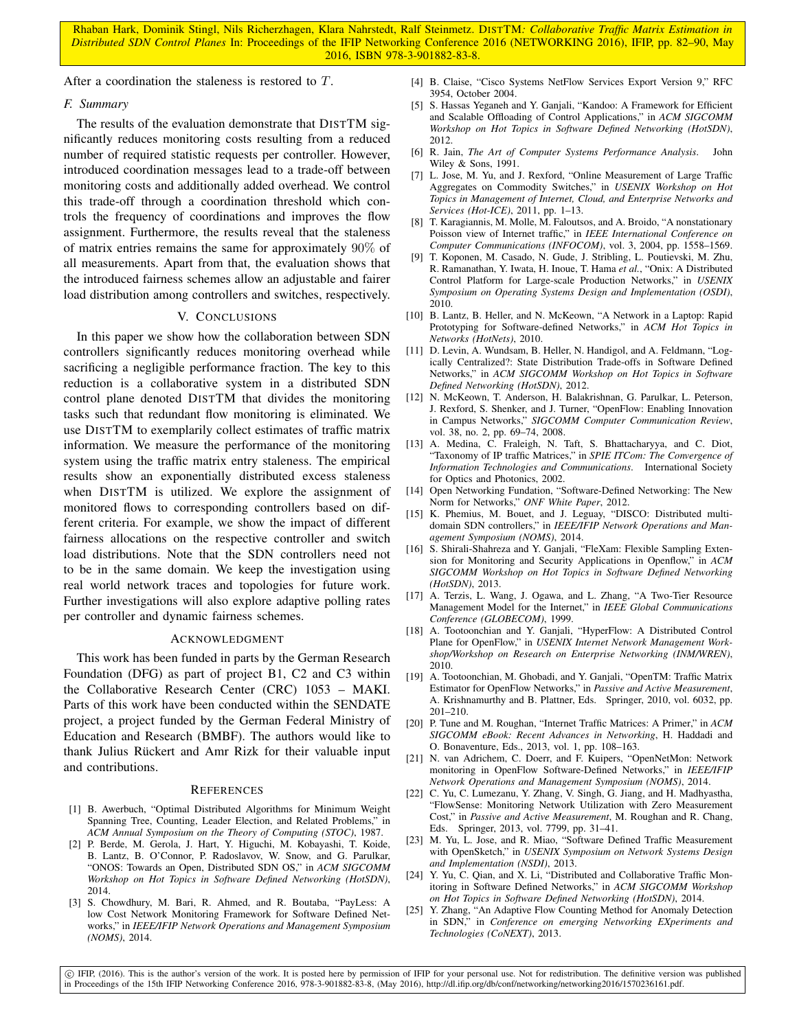After a coordination the staleness is restored to $T$.

### F. Summary

The results of the evaluation demonstrate that DISTTM significantly reduces monitoring costs resulting from a reduced number of required statistic requests per controller. However, introduced coordination messages lead to a trade-off between monitoring costs and additionally added overhead. We control this trade-off through a coordination threshold which controls the frequency of coordinations and improves the flow assignment. Furthermore, the results reveal that the staleness of matrix entries remains the same for approximately $90\%$ of all measurements. Apart from that, the evaluation shows that the introduced fairness schemes allow an adjustable and fairer load distribution among controllers and switches, respectively.

## V. Conclusions

In this paper we show how the collaboration between SDN controllers significantly reduces monitoring overhead while sacrificing a negligible performance fraction. The key to this reduction is a collaborative system in a distributed SDN control plane denoted DISTTM that divides the monitoring tasks such that redundant flow monitoring is eliminated. We use DISTTM to exemplarily collect estimates of traffic matrix information. We measure the performance of the monitoring system using the traffic matrix entry staleness. The empirical results show an exponentially distributed excess staleness when DISTTM is utilized. We explore the assignment of monitored flows to corresponding controllers based on different criteria. For example, we show the impact of different fairness allocations on the respective controller and switch load distributions. Note that the SDN controllers need not to be in the same domain. We keep the investigation using real world network traces and topologies for future work. Further investigations will also explore adaptive polling rates per controller and dynamic fairness schemes.

## Acknowledgment

This work has been funded in parts by the German Research Foundation (DFG) as part of project B1, C2 and C3 within the Collaborative Research Center (CRC) 1053 – MAKI. Parts of this work have been conducted within the SENDATE project, a project funded by the German Federal Ministry of Education and Research (BMBF). The authors would like to thank Julius Rückert and Amr Rizk for their valuable input and contributions.

## References

[1] B. Awerbuch, "Optimal Distributed Algorithms for Minimum Weight Spanning Tree, Counting, Leader Election, and Related Problems," in *ACM Annual Symposium on the Theory of Computing (STOC)*, 1987.

[2] P. Berde, M. Gerola, J. Hart, Y. Higuchi, M. Kobayashi, T. Koide, B. Lantz, B. O'Connor, P. Radoslavov, W. Snow, and G. Parulkar, "ONOS: Towards an Open, Distributed SDN OS," in *ACM SIGCOMM Workshop on Hot Topics in Software Defined Networking (HotSDN)*, 2014.

[3] S. Chowdhury, M. Bari, R. Ahmed, and R. Boutaba, "PayLess: A low Cost Network Monitoring Framework for Software Defined Networks," in *IEEE/IFIP Network Operations and Management Symposium (NOMS)*, 2014.

[4] B. Claise, "Cisco Systems NetFlow Services Export Version 9," RFC 3954, October 2004.

[5] S. Hassas Yeganeh and Y. Ganjali, "Kandoo: A Framework for Efficient and Scalable Offloading of Control Applications," in *ACM SIGCOMM Workshop on Hot Topics in Software Defined Networking (HotSDN)*, 2012.

[6] R. Jain, *The Art of Computer Systems Performance Analysis*. John Wiley & Sons, 1991.

[7] L. Jose, M. Yu, and J. Rexford, "Online Measurement of Large Traffic Aggregates on Commodity Switches," in *USENIX Workshop on Hot Topics in Management of Internet, Cloud, and Enterprise Networks and Services (Hot-ICE)*, 2011, pp. 1–13.

[8] T. Karagiannis, M. Molle, M. Faloutsos, and A. Broido, "A nonstationary Poisson view of Internet traffic," in *IEEE International Conference on Computer Communications (INFOCOM)*, vol. 3, 2004, pp. 1558–1569.

[9] T. Koponen, M. Casado, N. Gude, J. Stribling, L. Poutievski, M. Zhu, R. Ramanathan, Y. Iwata, H. Inoue, T. Hama *et al.*, "Onix: A Distributed Control Platform for Large-scale Production Networks," in *USENIX Symposium on Operating Systems Design and Implementation (OSDI)*, 2010.

[10] B. Lantz, B. Heller, and N. McKeown, "A Network in a Laptop: Rapid Prototyping for Software-defined Networks," in *ACM Hot Topics in Networks (HotNets)*, 2010.

[11] D. Levin, A. Wundsam, B. Heller, N. Handigol, and A. Feldmann, "Logically Centralized?: State Distribution Trade-offs in Software Defined Networks," in *ACM SIGCOMM Workshop on Hot Topics in Software Defined Networking (HotSDN)*, 2012.

[12] N. McKeown, T. Anderson, H. Balakrishnan, G. Parulkar, L. Peterson, J. Rexford, S. Shenker, and J. Turner, "OpenFlow: Enabling Innovation in Campus Networks," *SIGCOMM Computer Communication Review*, vol. 38, no. 2, pp. 69–74, 2008.

[13] A. Medina, C. Fraleigh, N. Taft, S. Bhattacharyya, and C. Diot, "Taxonomy of IP traffic Matrices," in *SPIE ITCom: The Convergence of Information Technologies and Communications*. International Society for Optics and Photonics, 2002.

[14] Open Networking Fundation, "Software-Defined Networking: The New Norm for Networks," *ONF White Paper*, 2012.

[15] K. Phemius, M. Bouet, and J. Leguay, "DISCO: Distributed multi-domain SDN controllers," in *IEEE/IFIP Network Operations and Management Symposium (NOMS)*, 2014.

[16] S. Shirali-Shahreza and Y. Ganjali, "FleXam: Flexible Sampling Extension for Monitoring and Security Applications in Openflow," in *ACM SIGCOMM Workshop on Hot Topics in Software Defined Networking (HotSDN)*, 2013.

[17] A. Terzis, L. Wang, J. Ogawa, and L. Zhang, "A Two-Tier Resource Management Model for the Internet," in *IEEE Global Communications Conference (GLOBECOM)*, 1999.

[18] A. Tootoonchian and Y. Ganjali, "HyperFlow: A Distributed Control Plane for OpenFlow," in *USENIX Internet Network Management Workshop/Workshop on Research on Enterprise Networking (INM/WREN)*, 2010.

[19] A. Tootoonchian, M. Ghobadi, and Y. Ganjali, "OpenTM: Traffic Matrix Estimator for OpenFlow Networks," in *Passive and Active Measurement*, A. Krishnamurthy and B. Plattner, Eds. Springer, 2010, vol. 6032, pp. 201–210.

[20] P. Tune and M. Roughan, "Internet Traffic Matrices: A Primer," in *ACM SIGCOMM eBook: Recent Advances in Networking*, H. Haddadi and O. Bonaventure, Eds., 2013, vol. 1, pp. 108–163.

[21] N. van Adrichem, C. Doerr, and F. Kuipers, "OpenNetMon: Network monitoring in OpenFlow Software-Defined Networks," in *IEEE/IFIP Network Operations and Management Symposium (NOMS)*, 2014.

[22] C. Yu, C. Lumezanu, Y. Zhang, V. Singh, G. Jiang, and H. Madhyastha, "FlowSense: Monitoring Network Utilization with Zero Measurement Cost," in *Passive and Active Measurement*, M. Roughan and R. Chang, Eds. Springer, 2013, vol. 7799, pp. 31–41.

[23] M. Yu, L. Jose, and R. Miao, "Software Defined Traffic Measurement with OpenSketch," in *USENIX Symposium on Network Systems Design and Implementation (NSDI)*, 2013.

[24] Y. Yu, C. Qian, and X. Li, "Distributed and Collaborative Traffic Monitoring in Software Defined Networks," in *ACM SIGCOMM Workshop on Hot Topics in Software Defined Networking (HotSDN)*, 2014.

[25] Y. Zhang, "An Adaptive Flow Counting Method for Anomaly Detection in SDN," in *Conference on emerging Networking EXperiments and Technologies (CoNEXT)*, 2013.